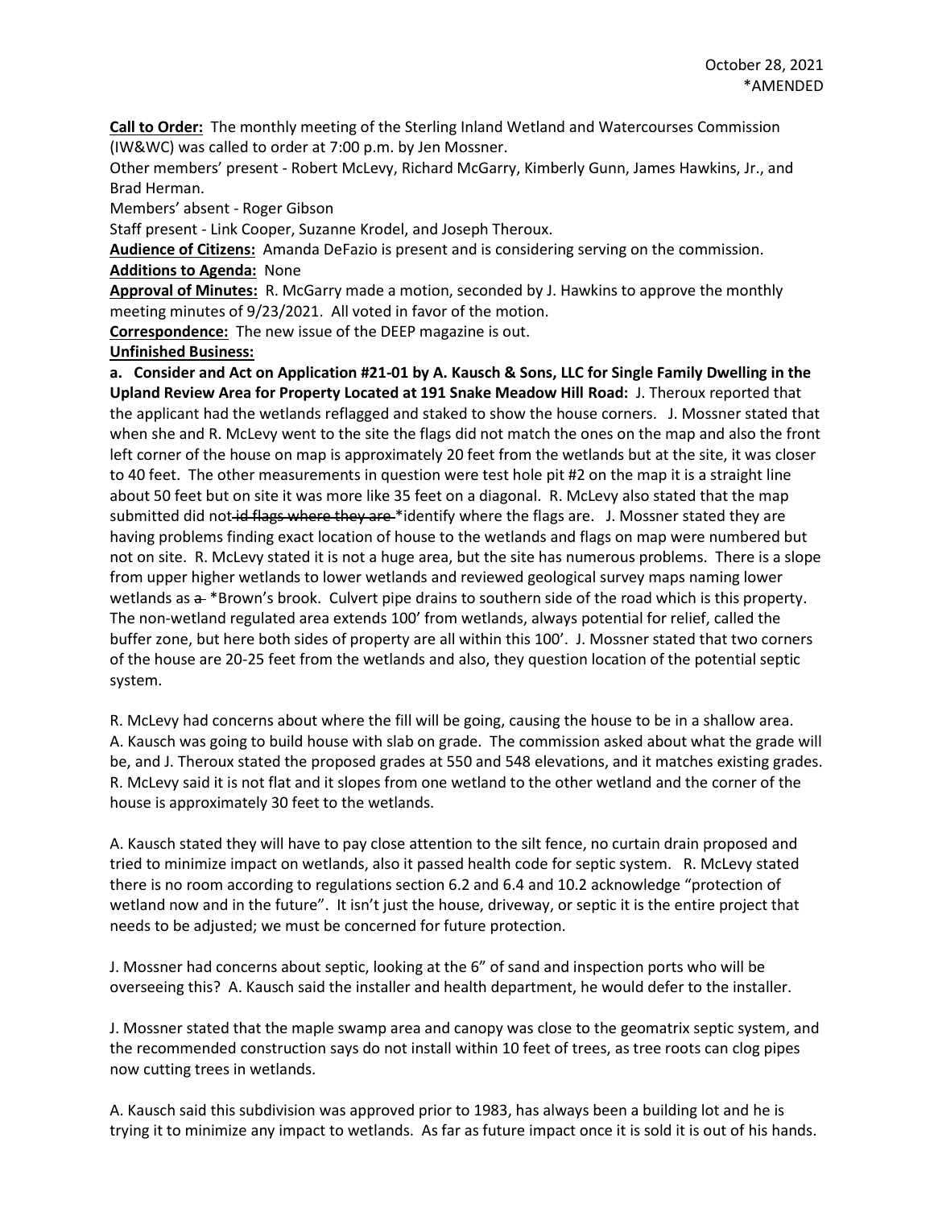October 28, 2021
*AMENDED

**Call to Order:** The monthly meeting of the Sterling Inland Wetland and Watercourses Commission (IW&WC) was called to order at 7:00 p.m. by Jen Mossner.

Other members' present - Robert McLevy, Richard McGarry, Kimberly Gunn, James Hawkins, Jr., and Brad Herman.

Members' absent - Roger Gibson

Staff present - Link Cooper, Suzanne Krodel, and Joseph Theroux.

**Audience of Citizens:** Amanda DeFazio is present and is considering serving on the commission.

**Additions to Agenda:** None

**Approval of Minutes:** R. McGarry made a motion, seconded by J. Hawkins to approve the monthly meeting minutes of 9/23/2021. All voted in favor of the motion.

**Correspondence:** The new issue of the DEEP magazine is out.

**Unfinished Business:**

**a. Consider and Act on Application #21-01 by A. Kausch & Sons, LLC for Single Family Dwelling in the Upland Review Area for Property Located at 191 Snake Meadow Hill Road:** J. Theroux reported that the applicant had the wetlands reflagged and staked to show the house corners. J. Mossner stated that when she and R. McLevy went to the site the flags did not match the ones on the map and also the front left corner of the house on map is approximately 20 feet from the wetlands but at the site, it was closer to 40 feet. The other measurements in question were test hole pit #2 on the map it is a straight line about 50 feet but on site it was more like 35 feet on a diagonal. R. McLevy also stated that the map submitted did not ~~id flags where they are~~ *identify where the flags are. J. Mossner stated they are having problems finding exact location of house to the wetlands and flags on map were numbered but not on site. R. McLevy stated it is not a huge area, but the site has numerous problems. There is a slope from upper higher wetlands to lower wetlands and reviewed geological survey maps naming lower wetlands as ~~a~~ *Brown's brook. Culvert pipe drains to southern side of the road which is this property. The non-wetland regulated area extends 100' from wetlands, always potential for relief, called the buffer zone, but here both sides of property are all within this 100'. J. Mossner stated that two corners of the house are 20-25 feet from the wetlands and also, they question location of the potential septic system.

R. McLevy had concerns about where the fill will be going, causing the house to be in a shallow area. A. Kausch was going to build house with slab on grade. The commission asked about what the grade will be, and J. Theroux stated the proposed grades at 550 and 548 elevations, and it matches existing grades. R. McLevy said it is not flat and it slopes from one wetland to the other wetland and the corner of the house is approximately 30 feet to the wetlands.

A. Kausch stated they will have to pay close attention to the silt fence, no curtain drain proposed and tried to minimize impact on wetlands, also it passed health code for septic system. R. McLevy stated there is no room according to regulations section 6.2 and 6.4 and 10.2 acknowledge "protection of wetland now and in the future". It isn't just the house, driveway, or septic it is the entire project that needs to be adjusted; we must be concerned for future protection.

J. Mossner had concerns about septic, looking at the 6" of sand and inspection ports who will be overseeing this? A. Kausch said the installer and health department, he would defer to the installer.

J. Mossner stated that the maple swamp area and canopy was close to the geomatrix septic system, and the recommended construction says do not install within 10 feet of trees, as tree roots can clog pipes now cutting trees in wetlands.

A. Kausch said this subdivision was approved prior to 1983, has always been a building lot and he is trying it to minimize any impact to wetlands. As far as future impact once it is sold it is out of his hands.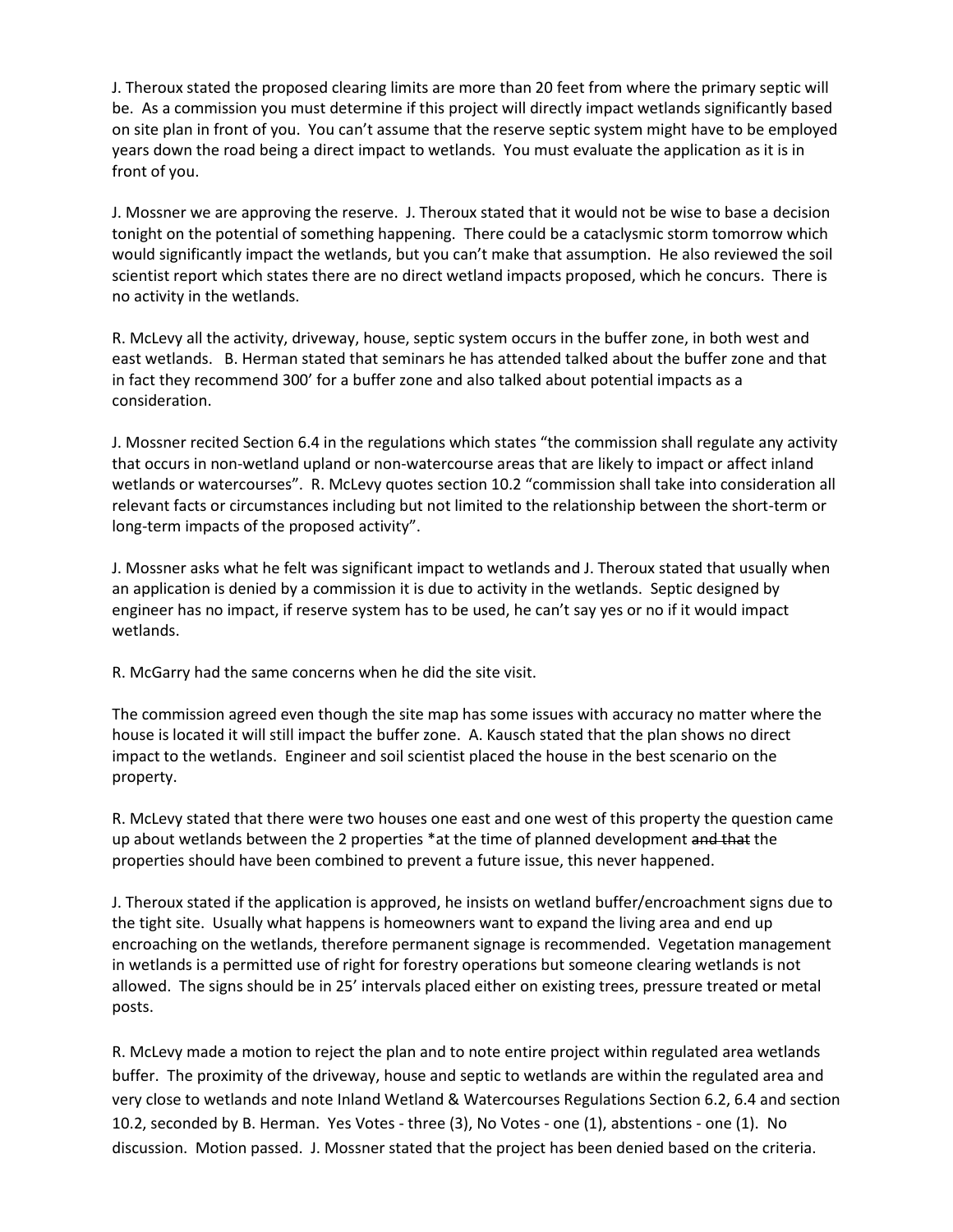J. Theroux stated the proposed clearing limits are more than 20 feet from where the primary septic will be. As a commission you must determine if this project will directly impact wetlands significantly based on site plan in front of you. You can't assume that the reserve septic system might have to be employed years down the road being a direct impact to wetlands. You must evaluate the application as it is in front of you.

J. Mossner we are approving the reserve. J. Theroux stated that it would not be wise to base a decision tonight on the potential of something happening. There could be a cataclysmic storm tomorrow which would significantly impact the wetlands, but you can't make that assumption. He also reviewed the soil scientist report which states there are no direct wetland impacts proposed, which he concurs. There is no activity in the wetlands.

R. McLevy all the activity, driveway, house, septic system occurs in the buffer zone, in both west and east wetlands. B. Herman stated that seminars he has attended talked about the buffer zone and that in fact they recommend 300' for a buffer zone and also talked about potential impacts as a consideration.

J. Mossner recited Section 6.4 in the regulations which states "the commission shall regulate any activity that occurs in non-wetland upland or non-watercourse areas that are likely to impact or affect inland wetlands or watercourses". R. McLevy quotes section 10.2 "commission shall take into consideration all relevant facts or circumstances including but not limited to the relationship between the short-term or long-term impacts of the proposed activity".

J. Mossner asks what he felt was significant impact to wetlands and J. Theroux stated that usually when an application is denied by a commission it is due to activity in the wetlands. Septic designed by engineer has no impact, if reserve system has to be used, he can't say yes or no if it would impact wetlands.

R. McGarry had the same concerns when he did the site visit.

The commission agreed even though the site map has some issues with accuracy no matter where the house is located it will still impact the buffer zone. A. Kausch stated that the plan shows no direct impact to the wetlands. Engineer and soil scientist placed the house in the best scenario on the property.

R. McLevy stated that there were two houses one east and one west of this property the question came up about wetlands between the 2 properties *at the time of planned development ~~and that~~ the properties should have been combined to prevent a future issue, this never happened.

J. Theroux stated if the application is approved, he insists on wetland buffer/encroachment signs due to the tight site. Usually what happens is homeowners want to expand the living area and end up encroaching on the wetlands, therefore permanent signage is recommended. Vegetation management in wetlands is a permitted use of right for forestry operations but someone clearing wetlands is not allowed. The signs should be in 25' intervals placed either on existing trees, pressure treated or metal posts.

R. McLevy made a motion to reject the plan and to note entire project within regulated area wetlands buffer. The proximity of the driveway, house and septic to wetlands are within the regulated area and very close to wetlands and note Inland Wetland & Watercourses Regulations Section 6.2, 6.4 and section 10.2, seconded by B. Herman. Yes Votes - three (3), No Votes - one (1), abstentions - one (1). No discussion. Motion passed. J. Mossner stated that the project has been denied based on the criteria.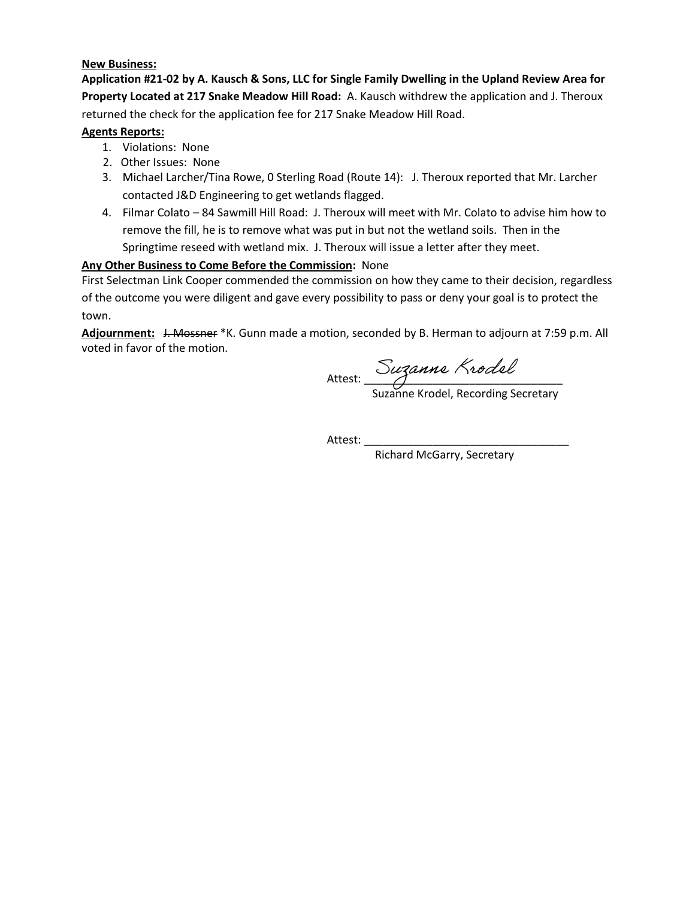**New Business:**

**Application #21-02 by A. Kausch & Sons, LLC for Single Family Dwelling in the Upland Review Area for Property Located at 217 Snake Meadow Hill Road:** A. Kausch withdrew the application and J. Theroux returned the check for the application fee for 217 Snake Meadow Hill Road.

**Agents Reports:**

1. Violations: None
2. Other Issues: None
3. Michael Larcher/Tina Rowe, 0 Sterling Road (Route 14): J. Theroux reported that Mr. Larcher contacted J&D Engineering to get wetlands flagged.
4. Filmar Colato – 84 Sawmill Hill Road: J. Theroux will meet with Mr. Colato to advise him how to remove the fill, he is to remove what was put in but not the wetland soils. Then in the Springtime reseed with wetland mix. J. Theroux will issue a letter after they meet.

**Any Other Business to Come Before the Commission:** None

First Selectman Link Cooper commended the commission on how they came to their decision, regardless of the outcome you were diligent and gave every possibility to pass or deny your goal is to protect the town.

**Adjournment:** ~~J. Mossner~~ *K. Gunn made a motion, seconded by B. Herman to adjourn at 7:59 p.m. All voted in favor of the motion.

Attest: Suzanne Krodel
Suzanne Krodel, Recording Secretary

Attest: ________________________________
Richard McGarry, Secretary